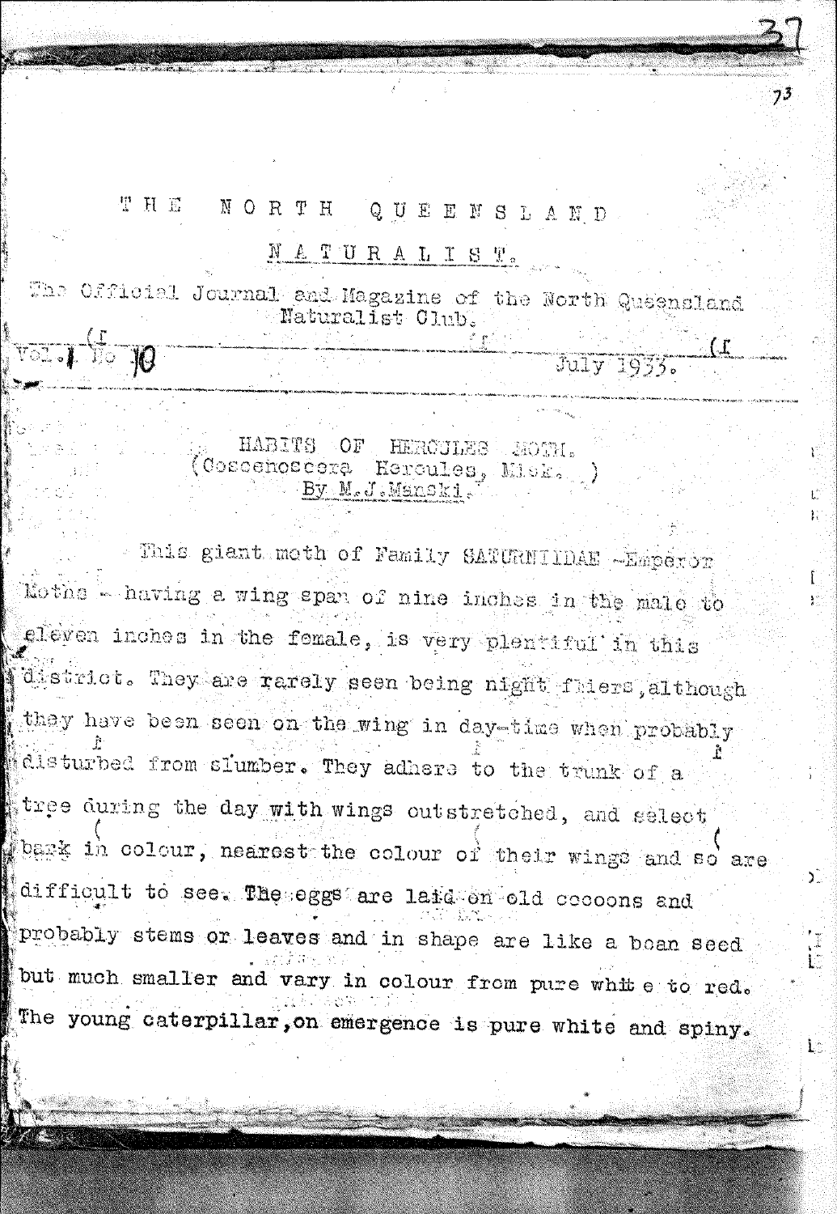# THE NORTH QUEENSLAND NATURALIST.

The Official Journal and Magazine of the North Queensland Naturalist Club.

Vol. 1 No. 10 — July 1933.

## HABITS OF HERCULES MOTH.
### (Coscenoscera Hercules, Misk. )
### By M.J.Manski.

This giant moth of Family SATURNIIDAE -Emperor Moths - having a wing span of nine inches in the male to eleven inches in the female, is very plentiful in this district. They are rarely seen being night fliers, although they have been seen on the wing in day-time when probably disturbed from slumber. They adhere to the trunk of a tree during the day with wings outstretched, and select bark in colour, nearest the colour of their wings and so are difficult to see. The eggs are laid on old cocoons and probably stems or leaves and in shape are like a bean seed but much smaller and vary in colour from pure white to red. The young caterpillar, on emergence is pure white and spiny.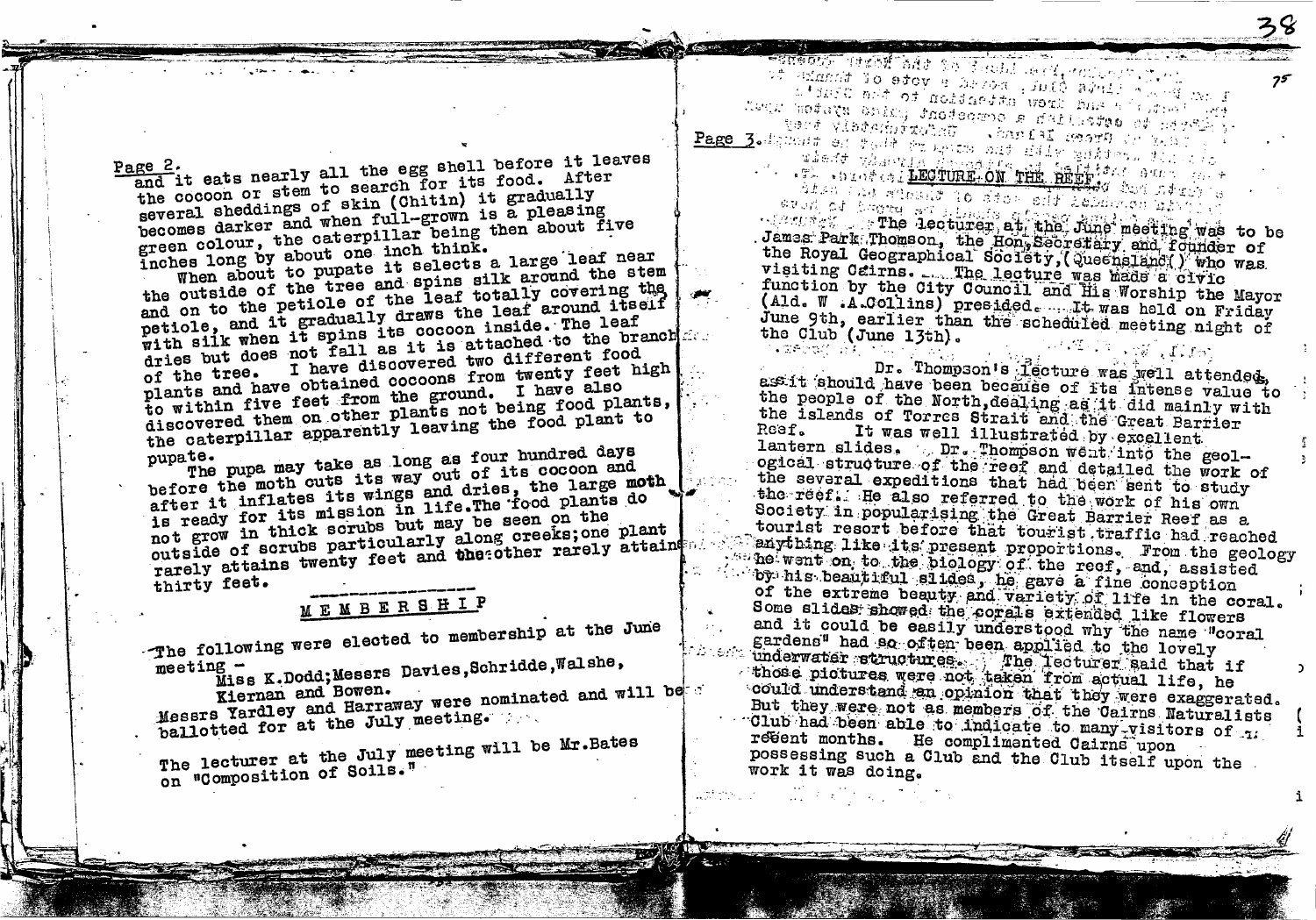Page 2.
and it eats nearly all the egg shell before it leaves the cocoon or stem to search for its food. After several sheddings of skin (Chitin) it gradually becomes darker and when full-grown is a pleasing green colour, the caterpillar being then about five inches long by about one inch think.

When about to pupate it selects a large leaf near the outside of the tree and spins silk around the stem and on to the petiole of the leaf totally covering the petiole, and it gradually draws the leaf around itself with silk when it spins its cocoon inside. The leaf dries but does not fall as it is attached to the branch of the tree. I have discovered two different food plants and have obtained cocoons from twenty feet high to within five feet from the ground. I have also discovered them on other plants not being food plants, the caterpillar apparently leaving the food plant to pupate.

The pupa may take as long as four hundred days before the moth cuts its way out of its cocoon and after it inflates its wings and dries, the large moth is ready for its mission in life. The food plants do not grow in thick scrubs but may be seen on the outside of scrubs particularly along creeks; one plant rarely attains twenty feet and the other rarely attains thirty feet.

## MEMBERSHIP

The following were elected to membership at the June meeting -

Miss K.Dodd; Messers Davies, Schridde, Walshe, Kiernan and Bowen.

Messrs Yardley and Harraway were nominated and will be ballotted for at the July meeting.

The lecturer at the July meeting will be Mr.Bates on "Composition of Soils."

Page 3.

## LECTURE ON THE REEF.

The lecturer at the June meeting was to be James Park Thomson, the Hon, Secretary and founder of the Royal Geographical Society, (Queensland) who was visiting Cairns. The lecture was made a civic function by the City Council and His Worship the Mayor (Ald. W .A.Collins) presided. It was held on Friday June 9th, earlier than the scheduled meeting night of the Club (June 13th).

Dr. Thompson's lecture was well attended, as it should have been because of its intense value to the people of the North, dealing as it did mainly with the islands of Torres Strait and the Great Barrier Reef. It was well illustrated by excellent lantern slides. Dr. Thompson went into the geological structure of the reef and detailed the work of the several expeditions that had been sent to study the reef. He also referred to the work of his own Society in popularising the Great Barrier Reef as a tourist resort before that tourist traffic had reached anything like its present proportions. From the geology he went on to the biology of the reef, and, assisted by his beautiful slides, he gave a fine conception of the extreme beauty and variety of life in the coral. Some slides showed the corals extended like flowers and it could be easily understood why the name "coral gardens" had so often been applied to the lovely underwater structures. The lecturer said that if those pictures were not taken from actual life, he could understand an opinion that they were exaggerated. But they were not as members of the Cairns Naturalists Club had been able to indicate to many visitors of recent months. He complimented Cairns upon possessing such a Club and the Club itself upon the work it was doing.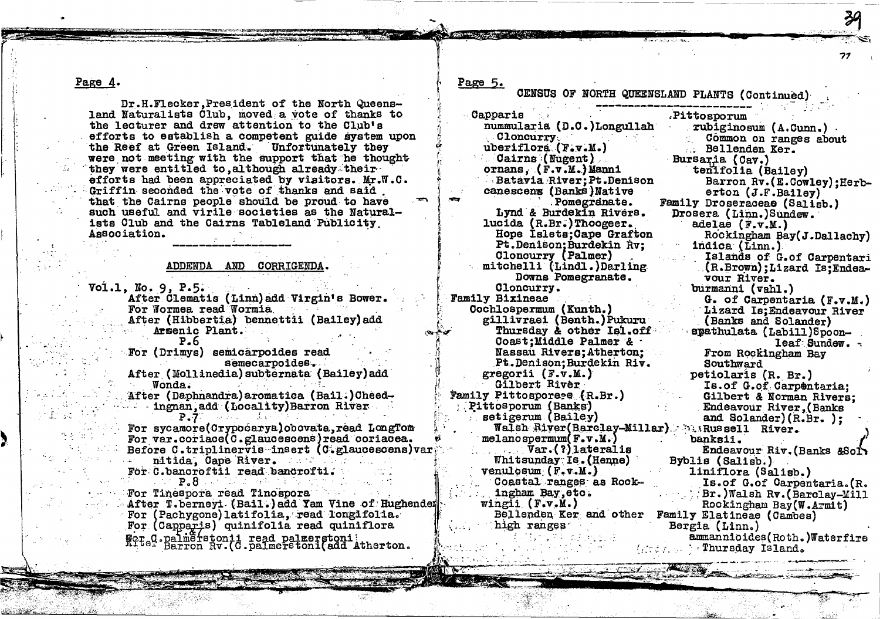## Page 4.

Dr.H.Flecker,President of the North Queensland Naturalists Club, moved a vote of thanks to the lecturer and drew attention to the Club's efforts to establish a competent guide system upon the Reef at Green Island. Unfortunately they were not meeting with the support that he thought they were entitled to,although already their efforts had been appreciated by visitors. Mr.W.C. Griffin seconded the vote of thanks and said that the Cairns people should be proud to have such useful and virile societies as the Naturalists Club and the Cairns Tableland Publicity Association.

---

### ADDENDA AND CORRIGENDA.

Vol.1, No. 9, P.5.

After Clematis (Linn) add Virgin's Bower.
For Wormea read Wormia.
After (Hibbertia) bennettii (Bailey) add Arsenic Plant.

P.6

For (Drimys) semicarpoides read semecarpoides.
After (Mollinedia) subternata (Bailey) add Wonda.
After (Daphnandra) aromatica (Bail.) Cheedingnan, add (Locality) Barron River

P.7

For sycamore(Crypocarya) obovata, read LongTom
For var.coriace(C.glaucescens) read coriacea.
Before C.triplinervis insert (C.glaucescens) var nitida, Cape River.
For C.bancroftii read bancrofti.

P.8

For Tinespora read Tinospora
After T.berneyi (Bail.) add Yam Vine of Hughenden
For (Pachygone) latifolia, read longifolia.
For (Capparis) quinifolia read quiniflora
For C.palmerstonii read palmerstoni
After Barron Rv. (C.palmerstoni (add Atherton.

## Page 5.

### CENSUS OF NORTH QUEENSLAND PLANTS (Continued)

Capparis
- nummularia (D.C.) Longullah
  - Cloncurry.
- uberiflora (F.v.M.)
  - Cairns (Nugent)
- ornans, (F.v.M.) Manni
  - Batavia River; Pt.Denison
- canescens (Banks) Native Pomegranate.
  - Lynd & Burdekin Rivers.
- lucida (R.Br.) Thoogeer.
  - Hope Islets; Cape Grafton Pt.Denison; Burdekin Rv; Cloncurry (Palmer)
- mitchelli (Lindl.) Darling Downs Pomegranate.
  - Cloncurry.

Family Bixineae

Cochlospermum (Kunth.)
- gillivraei (Benth.) Pukuru
  - Thursday & other Isl.off Coast; Middle Palmer & Nassau Rivers; Atherton; Pt.Denison; Burdekin Riv.
- gregorii (F.v.M.)
  - Gilbert River

Family Pittosporeae (R.Br.)

Pittosporum (Banks)
- setigerum (Bailey)
  - Walsh River (Barclay-Millar); Russell River.
- melanospermum (F.v.M.)
  - Var.(?) lateralis
  - Whitsunday Is. (Henne)
- venulosum (F.v.M.)
  - Coastal ranges as Rockingham Bay, etc.
- wingii (F.v.M.)
  - Bellenden Ker and other high ranges
- rubiginosum (A.Cunn.)
  - Common on ranges about Bellenden Ker.

Bursaria (Cav.)
- tenifolia (Bailey)
  - Barron Rv. (E.Cowley); Herberton (J.F.Bailey)

Family Droseraceae (Salisb.)

Drosera (Linn.) Sundew.
- adelae (F.v.M.)
  - Rockingham Bay (J.Dallachy)
- indica (Linn.)
  - Islands of G.of Carpentari (R.Brown); Lizard Is; Endeavour River.
- burmanni (vahl.)
  - G. of Carpentaria (F.v.M.) Lizard Is; Endeavour River (Banks and Solander)
- spathulata (Labill) Spoon-leaf Sundew.
  - From Rockingham Bay Southward
- petiolaris (R. Br.)
  - Is.of G.of Carpentaria; Gilbert & Norman Rivers; Endeavour River, (Banks and Solander) (R.Br. );
- banksii.
  - Endeavour Riv. (Banks &Sol)

Byblis (Salisb.)
- liniflora (Salisb.)
  - Is.of G.of Carpentaria. (R. Br.) Walsh Rv. (Barclay-Mill Rockingham Bay (W.Armit)

Family Elatineae (Cambes)

Bergia (Linn.)
- ammannioides (Roth.) Waterfire
  - Thursday Island.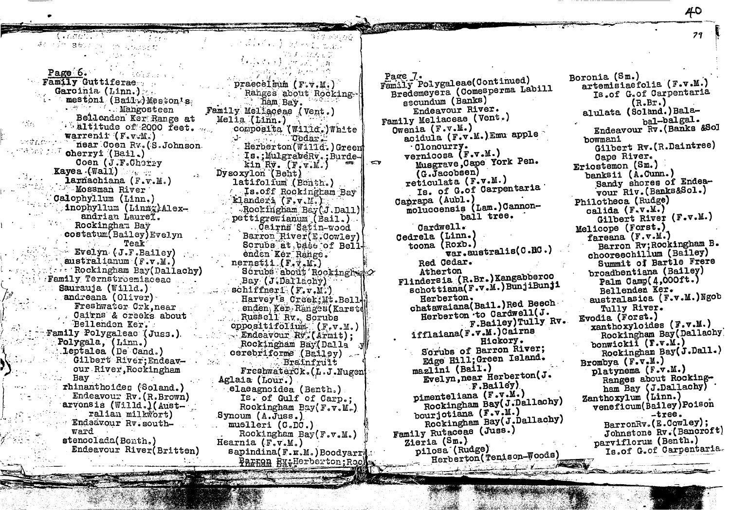Page 6.

Family Guttiferae

Garcinia (Linn.)

mestoni (Bail.) Meston's Mangosteen
Bellenden Ker Range at altitude of 2000 feet.

warrenii (F.v.M.)
near Coen Rv. (S.Johnson

cherryi (Bail.)
Coen (J.F.Cherry

Kayea (Wall)

larnachiana (F.v.M.)
Mossman River

Calophyllum (Linn.)

inophyllum (Linn.) Alexandrian Laurel.
Rockingham Bay

costatum (Bailey) Evelyn Teak
Evelyn (J.F.Bailey)

australianum (F.v.M.)
Rockingham Bay (Dallachy)

Family Ternstroemiaceae

Saurauja (Willd.)

andreana (Oliver)
Freshwater Crk, near Cairns & creeks about Bellenden Ker.

Family Polygaleae (Juss.)

Polygala, (Linn.)

leptalea (De Cand.)
Gilbert River; Endeavour River, Rockingham Bay

rhinanthoides (Soland.)
Endeavour Rv. (R.Brown)

arvensis (Willd.) (Australian milkwort)
Endeavour Rv. southward

stenoclada (Benth.)
Endeavour River (Britten)

praecelsum (F.v.M.)
Ranges about Rockingham Bay.

Family Meliaceae (Vent.)

Melia (Linn.)

composita (Willd.) White Cedar.
Herberton (Willd.) Green Is.; Mulgrave Rv.; Burdekin Rv. (F.v.M.)

Dysoxylon (Bent)

latifolium (Benth.)
Is. off Rockingham Bay

klanderi (F.v.M.)
Rockingham Bay (J.Dall)

pettigrewianum (Bail.)
Cairns Satin-wood
Barron River (E.Cowley) Scrubs at base of Bellenden Ker Range.

nernstii (F.v.M.)
Scrubs about Rockingham Bay (J.Dallachy)

schiffneri (F.v.M.)
Harvey's Creek; Mt. Bellenden Ker Ranges (Karsten) Russell Rv. Scrubs

oppositifolium (F.v.M.)
Endeavour Rv. (Armit); Rockingham Bay (Dalla

cerebriforme (Bailey)
Brainfruit
Freshwater Ck. (L.J.Nugen

Aglaia (Lour.)

elaeagnoidea (Benth.)
Is. of Gulf of Carp.; Rockingham Bay (F.v.M.)

Synoum (A.Juss.)

muelleri (C.DC.)
Rockingham Bay (F.v.M.)

Hearnia (F.v.M.)

sapindina (F.v.M.) Boodyarra
Barron Rv; Herberton; Roc

Page 7.

Family Polygaleae (Continued)

Bredemeyera (Comesperma Labill

secundum (Banks)
Endeavour River.

Family Meliaceae (Vent.)

Owenia (F.v.M.)

acidula (F.v.M.) Emu apple
Cloncurry.

vernicosa (F.v.M.)
Musgrave, Cape York Pen. (G.Jacobsen)

reticulata (F.v.M.)
Is. of G.of Carpentaria

Caprapa (Aubl.)

moluccensis (Lam.) Cannon-ball tree.
Cardwell.

Cedrela (Linn.)

toona (Roxb.)
var. australis (C.DC.)
Red Cedar.
Atherton

Flindersia (R.Br.) Kangabberoo

schottiana (F.v.M.) BunjiBunji
Herberton.

chatawaiana (Bail.) Red Beech
Herberton to Cardwell (J.F.Bailey) Tully Rv.

ifflaiana (F.v.M.) Cairns Hickory.
Scrubs of Barron River; Edge Hill; Green Island.

mazlini (Bail.)
Evelyn, near Herberton (J.F.Bailey)

pimenteliana (F.v.M.)
Rockingham Bay (J.Dallachy)

bourjotiana (F.v.M.)
Rockingham Bay (J.Dallachy)

Family Rutaceae (Juss.)

Zieria (Sm.)

pilosa (Rudge)
Herberton (Tenison-Woods)

Boronia (Sm.)

artemisiaefolia (F.v.M.)
Is. of G. of Carpentaria (R.Br.)

alulata (Soland.) Bala-bal-balgal.
Endeavour Rv. (Banks &Sol

bowmani
Gilbert Rv. (R.Daintree)
Cape River.

Eriostemon (Sm.)

banksii (A.Cunn.)
Sandy shores of Endeavour Riv. (Banks&Sol.)

Philotheca (Rudge)

calida (F.v.M.)
Gilbert River (F.v.M.)

Melicope (Forst.)

fareana (F.v.M.)
Barron Rv; Rockingham B.

chooreechillum (Bailey)
Summit of Bartle Frere

broadbentiana (Bailey)
Palm Camp (4,000ft.)
Bellenden Ker.

australasica (F.v.M.) Ngob
Tully River.

Evodia (Forst.)

xanthoxyloides (F.v.M.)
Rockingham Bay (Dallachy

bonwickii (F.v.M.)
Rockingham Bay (J.Dall.)

Brombya (F.v.M.)

platynema (F.v.M.)
Ranges about Rockingham Bay (J.Dallachy)

Zanthoxylum (Linn.)

veneficum (Bailey) Poison-tree.
BarronRv. (E.Cowley); Johnstone Rv. (Bancroft)

parviflorum (Benth.)
Is. of G. of Carpentaria.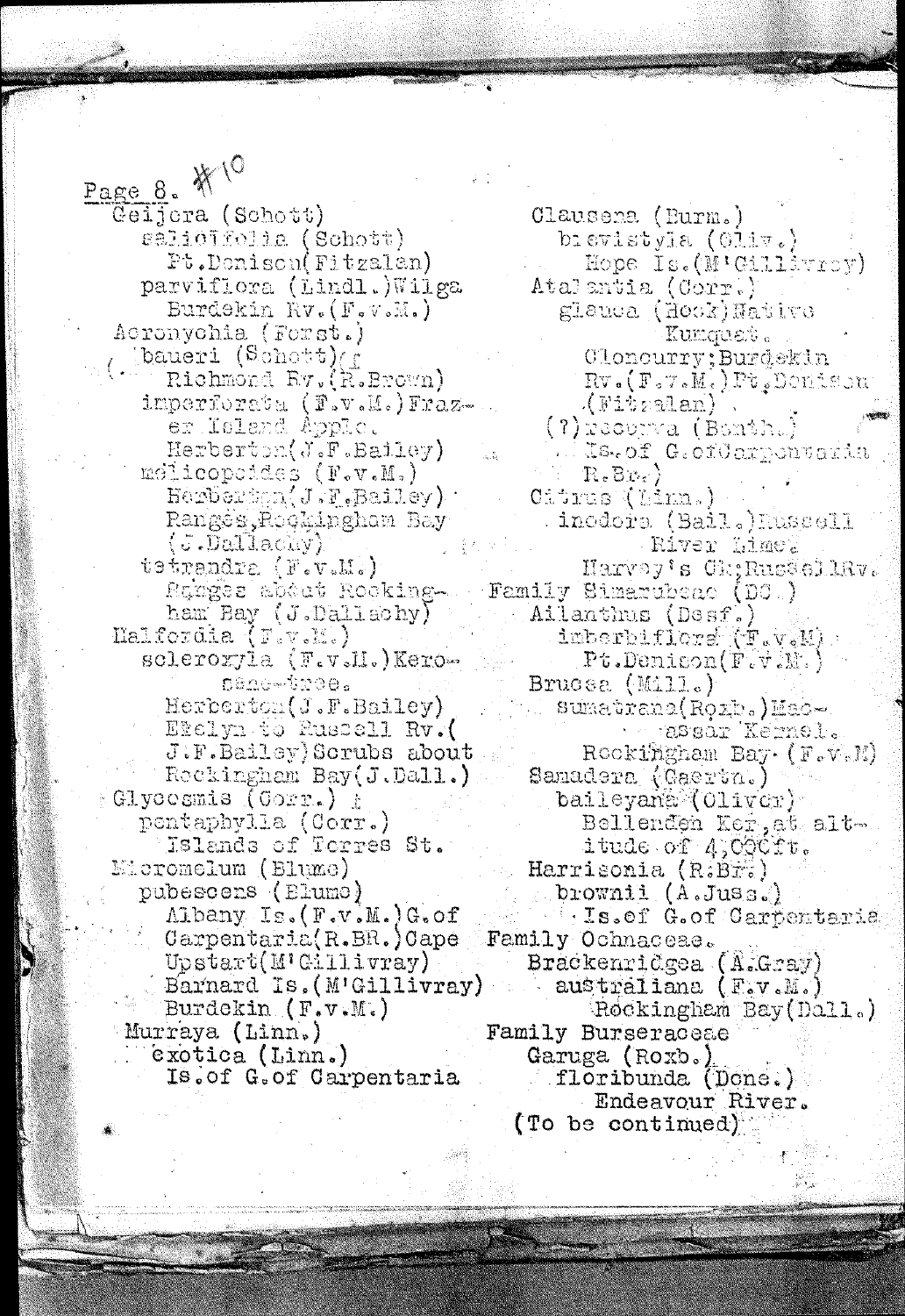Page 8. #10

Geijera (Schott)
  salicifolia (Schott)
    Pt.Denison(Fitzalan)
  parviflora (Lindl.)Wilga
    Burdekin Rv.(F.v.M.)
Acronychia (Forst.)
  baueri (Schott)
    Richmond Rv.(R.Brown)
  imperforata (F.v.M.)Frazer Island Apple.
    Herberton(J.F.Bailey)
  melicopoides (F.v.M.)
    Herberton(J.F.Bailey)
    Ranges,Rockingham Bay (J.Dallachy)
  tetrandra (F.v.M.)
    Ranges about Rockingham Bay (J.Dallachy)
Halfordia (F.v.M.)
  scleroxyla (F.v.M.)Kerosene-tree.
    Herberton(J.F.Bailey)
    Evelyn to Russell Rv.(J.F.Bailey)Scrubs about Rockingham Bay(J.Dall.)
Glycosmis (Corr.)
  pentaphylla (Corr.)
    Islands of Torres St.
Micromelum (Blume)
  pubescens (Blume)
    Albany Is.(F.v.M.)G.of Carpentaria(R.BR.)Cape Upstart(M'Gillivray)
    Barnard Is.(M'Gillivray)
    Burdekin (F.v.M.)
Murraya (Linn.)
  exotica (Linn.)
    Is.of G.of Carpentaria

Clausena (Burm.)
  brevistyla (Oliv.)
    Hope Is.(M'Gillivray)
Atalantia (Corr.)
  glauca (Hook)Native Kumquat.
    Cloncurry;Burdekin Rv.(F.v.M.)Pt.Denison (Fitzalan)
  (?)recurva (Benth.)
    Is.of G.of Carpentaria R.Br.)
Citrus (Linn.)
  inodora (Bail.)Russell River Lime.
    Harvey's Ck;Russell Rv.

Family Simarubeae (DC.)
Ailanthus (Desf.)
  imberbiflora (F.v.M)
    Pt.Denison(F.v.M.)
Brucea (Mill.)
  sumatrana(Roxb.)Macassar Kernel.
    Rockingham Bay (F.v.M)
Samadera (Gaertn.)
  baileyana (Oliver)
    Bellenden Ker,at altitude of 4,000ft.
Harrisonia (R.Br.)
  brownii (A.Juss.)
    Is.of G.of Carpentaria

Family Ochnaceae.
Brackenridgea (A.Gray)
  australiana (F.v.M.)
    Rockingham Bay(Dall.)

Family Burseraceae
Garuga (Roxb.)
  floribunda (Done.)
    Endeavour River.

(To be continued)